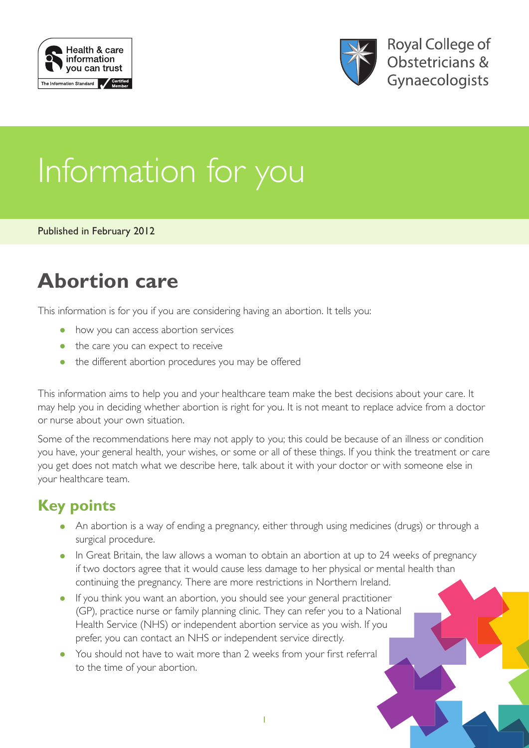Health & care information you can trust

The Information Standard Certified Member

Royal College of Obstetricians & Gynaecologists

# Information for you

Published in February 2012

## Abortion care

This information is for you if you are considering having an abortion. It tells you:

- how you can access abortion services
- the care you can expect to receive
- the different abortion procedures you may be offered

This information aims to help you and your healthcare team make the best decisions about your care. It may help you in deciding whether abortion is right for you. It is not meant to replace advice from a doctor or nurse about your own situation.

Some of the recommendations here may not apply to you; this could be because of an illness or condition you have, your general health, your wishes, or some or all of these things. If you think the treatment or care you get does not match what we describe here, talk about it with your doctor or with someone else in your healthcare team.

### Key points

- An abortion is a way of ending a pregnancy, either through using medicines (drugs) or through a surgical procedure.
- In Great Britain, the law allows a woman to obtain an abortion at up to 24 weeks of pregnancy if two doctors agree that it would cause less damage to her physical or mental health than continuing the pregnancy. There are more restrictions in Northern Ireland.
- If you think you want an abortion, you should see your general practitioner (GP), practice nurse or family planning clinic. They can refer you to a National Health Service (NHS) or independent abortion service as you wish. If you prefer, you can contact an NHS or independent service directly.
- You should not have to wait more than 2 weeks from your first referral to the time of your abortion.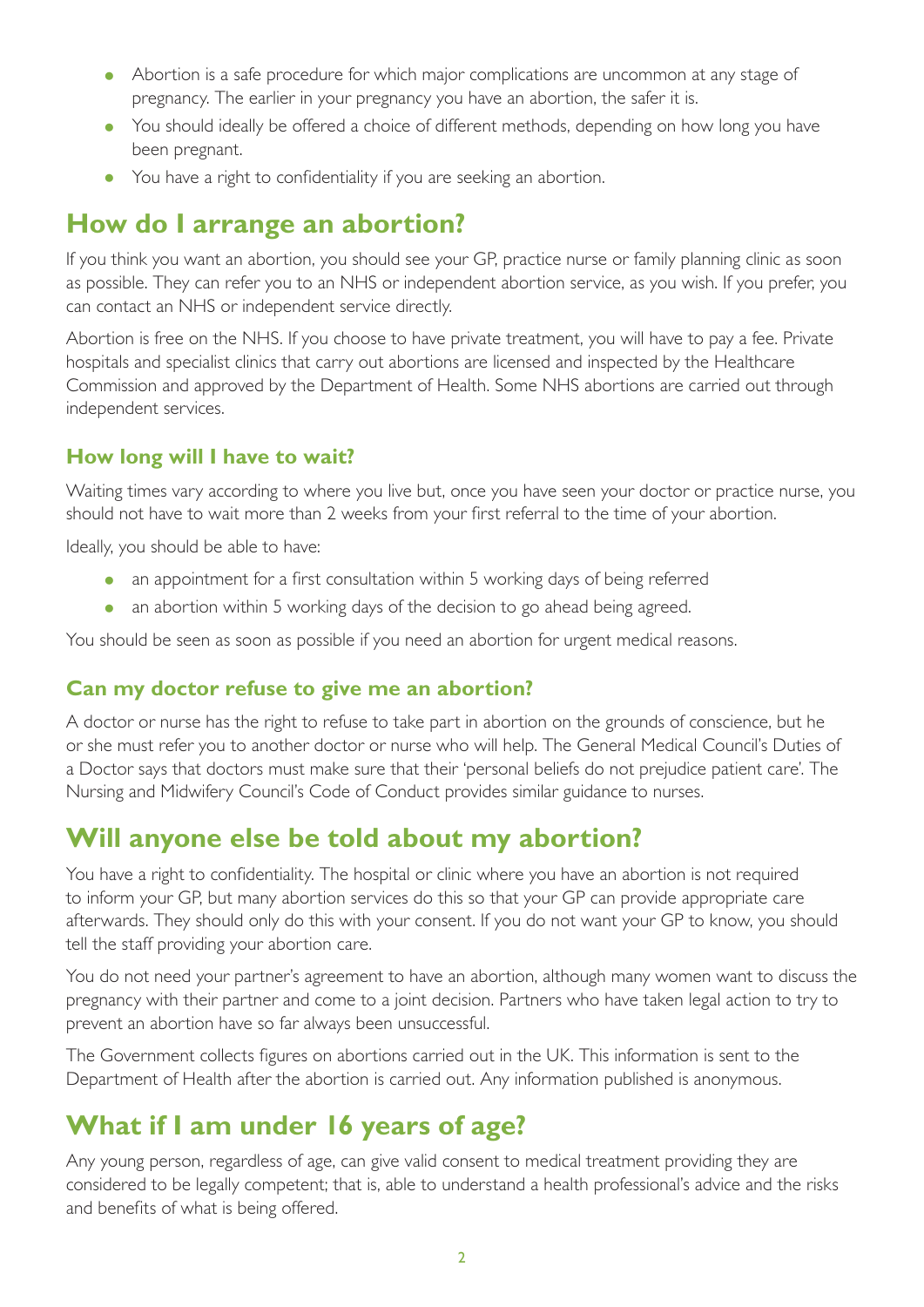- Abortion is a safe procedure for which major complications are uncommon at any stage of pregnancy. The earlier in your pregnancy you have an abortion, the safer it is.
- You should ideally be offered a choice of different methods, depending on how long you have been pregnant.
- You have a right to confidentiality if you are seeking an abortion.

## How do I arrange an abortion?

If you think you want an abortion, you should see your GP, practice nurse or family planning clinic as soon as possible. They can refer you to an NHS or independent abortion service, as you wish. If you prefer, you can contact an NHS or independent service directly.

Abortion is free on the NHS. If you choose to have private treatment, you will have to pay a fee. Private hospitals and specialist clinics that carry out abortions are licensed and inspected by the Healthcare Commission and approved by the Department of Health. Some NHS abortions are carried out through independent services.

### How long will I have to wait?

Waiting times vary according to where you live but, once you have seen your doctor or practice nurse, you should not have to wait more than 2 weeks from your first referral to the time of your abortion.

Ideally, you should be able to have:

- an appointment for a first consultation within 5 working days of being referred
- an abortion within 5 working days of the decision to go ahead being agreed.

You should be seen as soon as possible if you need an abortion for urgent medical reasons.

### Can my doctor refuse to give me an abortion?

A doctor or nurse has the right to refuse to take part in abortion on the grounds of conscience, but he or she must refer you to another doctor or nurse who will help. The General Medical Council's Duties of a Doctor says that doctors must make sure that their 'personal beliefs do not prejudice patient care'. The Nursing and Midwifery Council's Code of Conduct provides similar guidance to nurses.

## Will anyone else be told about my abortion?

You have a right to confidentiality. The hospital or clinic where you have an abortion is not required to inform your GP, but many abortion services do this so that your GP can provide appropriate care afterwards. They should only do this with your consent. If you do not want your GP to know, you should tell the staff providing your abortion care.

You do not need your partner's agreement to have an abortion, although many women want to discuss the pregnancy with their partner and come to a joint decision. Partners who have taken legal action to try to prevent an abortion have so far always been unsuccessful.

The Government collects figures on abortions carried out in the UK. This information is sent to the Department of Health after the abortion is carried out. Any information published is anonymous.

## What if I am under 16 years of age?

Any young person, regardless of age, can give valid consent to medical treatment providing they are considered to be legally competent; that is, able to understand a health professional's advice and the risks and benefits of what is being offered.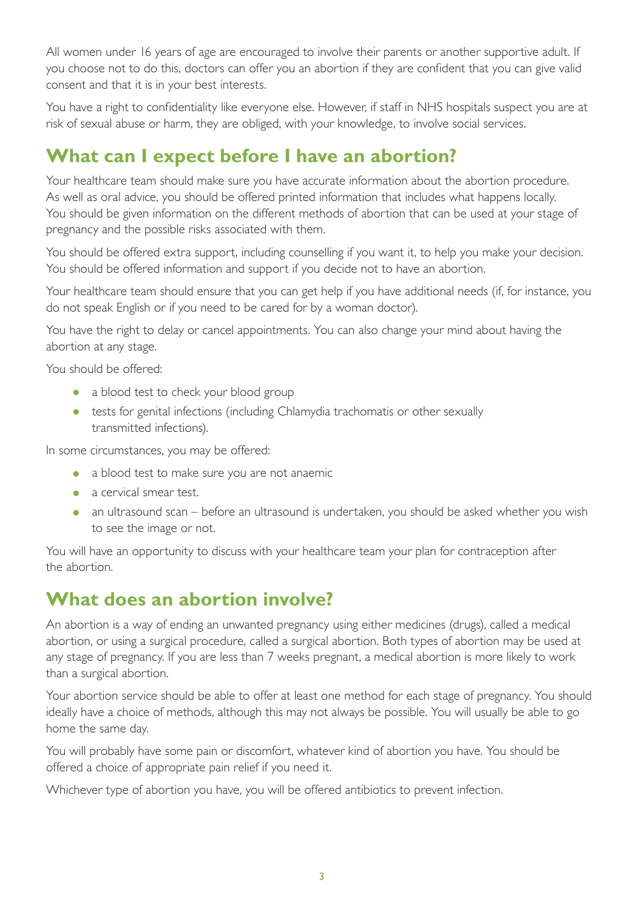All women under 16 years of age are encouraged to involve their parents or another supportive adult. If you choose not to do this, doctors can offer you an abortion if they are confident that you can give valid consent and that it is in your best interests.

You have a right to confidentiality like everyone else. However, if staff in NHS hospitals suspect you are at risk of sexual abuse or harm, they are obliged, with your knowledge, to involve social services.

## What can I expect before I have an abortion?

Your healthcare team should make sure you have accurate information about the abortion procedure. As well as oral advice, you should be offered printed information that includes what happens locally. You should be given information on the different methods of abortion that can be used at your stage of pregnancy and the possible risks associated with them.

You should be offered extra support, including counselling if you want it, to help you make your decision. You should be offered information and support if you decide not to have an abortion.

Your healthcare team should ensure that you can get help if you have additional needs (if, for instance, you do not speak English or if you need to be cared for by a woman doctor).

You have the right to delay or cancel appointments. You can also change your mind about having the abortion at any stage.

You should be offered:

- a blood test to check your blood group
- tests for genital infections (including Chlamydia trachomatis or other sexually transmitted infections).

In some circumstances, you may be offered:

- a blood test to make sure you are not anaemic
- a cervical smear test.
- an ultrasound scan – before an ultrasound is undertaken, you should be asked whether you wish to see the image or not.

You will have an opportunity to discuss with your healthcare team your plan for contraception after the abortion.

## What does an abortion involve?

An abortion is a way of ending an unwanted pregnancy using either medicines (drugs), called a medical abortion, or using a surgical procedure, called a surgical abortion. Both types of abortion may be used at any stage of pregnancy. If you are less than 7 weeks pregnant, a medical abortion is more likely to work than a surgical abortion.

Your abortion service should be able to offer at least one method for each stage of pregnancy. You should ideally have a choice of methods, although this may not always be possible. You will usually be able to go home the same day.

You will probably have some pain or discomfort, whatever kind of abortion you have. You should be offered a choice of appropriate pain relief if you need it.

Whichever type of abortion you have, you will be offered antibiotics to prevent infection.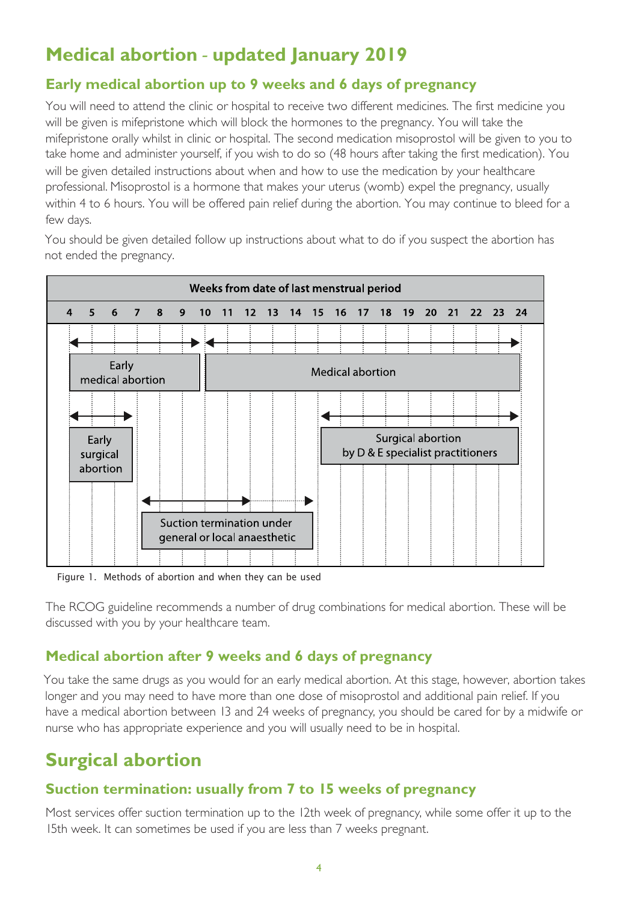# Medical abortion - updated January 2019

## Early medical abortion up to 9 weeks and 6 days of pregnancy

You will need to attend the clinic or hospital to receive two different medicines. The first medicine you will be given is mifepristone which will block the hormones to the pregnancy. You will take the mifepristone orally whilst in clinic or hospital. The second medication misoprostol will be given to you to take home and administer yourself, if you wish to do so (48 hours after taking the first medication). You will be given detailed instructions about when and how to use the medication by your healthcare professional. Misoprostol is a hormone that makes your uterus (womb) expel the pregnancy, usually within 4 to 6 hours. You will be offered pain relief during the abortion. You may continue to bleed for a few days.

You should be given detailed follow up instructions about what to do if you suspect the abortion has not ended the pregnancy.

Figure 1. Methods of abortion and when they can be used

The RCOG guideline recommends a number of drug combinations for medical abortion. These will be discussed with you by your healthcare team.

## Medical abortion after 9 weeks and 6 days of pregnancy

You take the same drugs as you would for an early medical abortion. At this stage, however, abortion takes longer and you may need to have more than one dose of misoprostol and additional pain relief. If you have a medical abortion between 13 and 24 weeks of pregnancy, you should be cared for by a midwife or nurse who has appropriate experience and you will usually need to be in hospital.

# Surgical abortion

## Suction termination: usually from 7 to 15 weeks of pregnancy

Most services offer suction termination up to the 12th week of pregnancy, while some offer it up to the 15th week. It can sometimes be used if you are less than 7 weeks pregnant.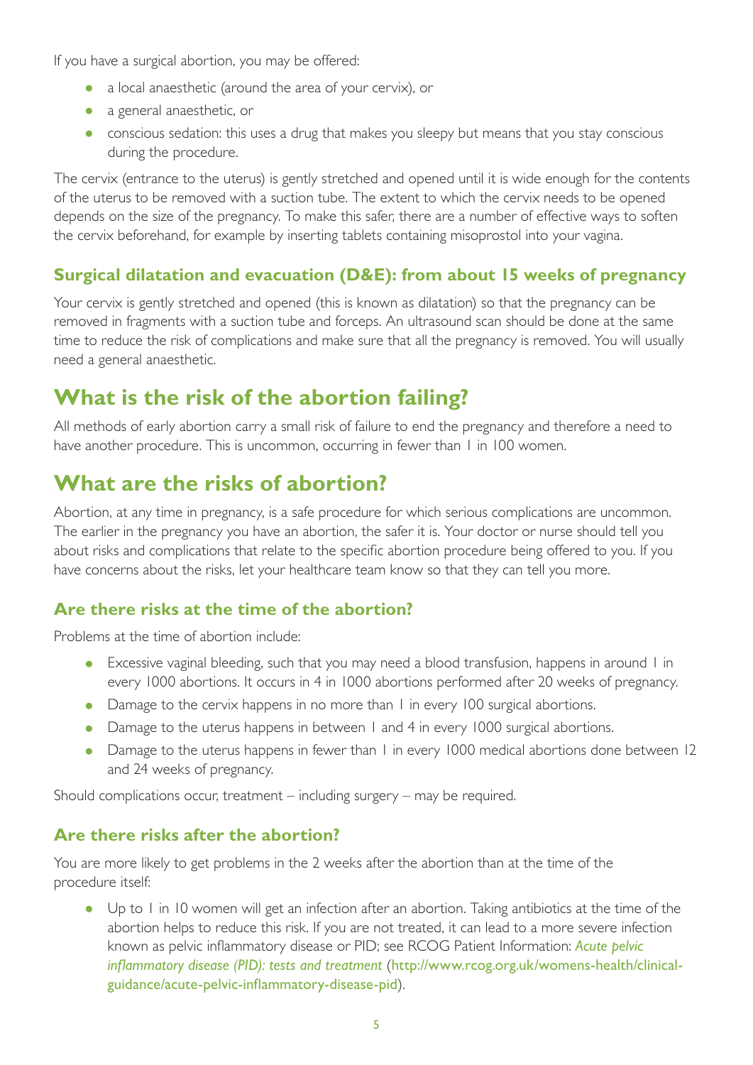If you have a surgical abortion, you may be offered:

- a local anaesthetic (around the area of your cervix), or
- a general anaesthetic, or
- conscious sedation: this uses a drug that makes you sleepy but means that you stay conscious during the procedure.

The cervix (entrance to the uterus) is gently stretched and opened until it is wide enough for the contents of the uterus to be removed with a suction tube. The extent to which the cervix needs to be opened depends on the size of the pregnancy. To make this safer, there are a number of effective ways to soften the cervix beforehand, for example by inserting tablets containing misoprostol into your vagina.

### Surgical dilatation and evacuation (D&E): from about 15 weeks of pregnancy

Your cervix is gently stretched and opened (this is known as dilatation) so that the pregnancy can be removed in fragments with a suction tube and forceps. An ultrasound scan should be done at the same time to reduce the risk of complications and make sure that all the pregnancy is removed. You will usually need a general anaesthetic.

## What is the risk of the abortion failing?

All methods of early abortion carry a small risk of failure to end the pregnancy and therefore a need to have another procedure. This is uncommon, occurring in fewer than 1 in 100 women.

## What are the risks of abortion?

Abortion, at any time in pregnancy, is a safe procedure for which serious complications are uncommon. The earlier in the pregnancy you have an abortion, the safer it is. Your doctor or nurse should tell you about risks and complications that relate to the specific abortion procedure being offered to you. If you have concerns about the risks, let your healthcare team know so that they can tell you more.

### Are there risks at the time of the abortion?

Problems at the time of abortion include:

- Excessive vaginal bleeding, such that you may need a blood transfusion, happens in around 1 in every 1000 abortions. It occurs in 4 in 1000 abortions performed after 20 weeks of pregnancy.
- Damage to the cervix happens in no more than 1 in every 100 surgical abortions.
- Damage to the uterus happens in between 1 and 4 in every 1000 surgical abortions.
- Damage to the uterus happens in fewer than 1 in every 1000 medical abortions done between 12 and 24 weeks of pregnancy.

Should complications occur, treatment – including surgery – may be required.

### Are there risks after the abortion?

You are more likely to get problems in the 2 weeks after the abortion than at the time of the procedure itself:

- Up to 1 in 10 women will get an infection after an abortion. Taking antibiotics at the time of the abortion helps to reduce this risk. If you are not treated, it can lead to a more severe infection known as pelvic inflammatory disease or PID; see RCOG Patient Information: *Acute pelvic inflammatory disease (PID): tests and treatment* (http://www.rcog.org.uk/womens-health/clinical-guidance/acute-pelvic-inflammatory-disease-pid).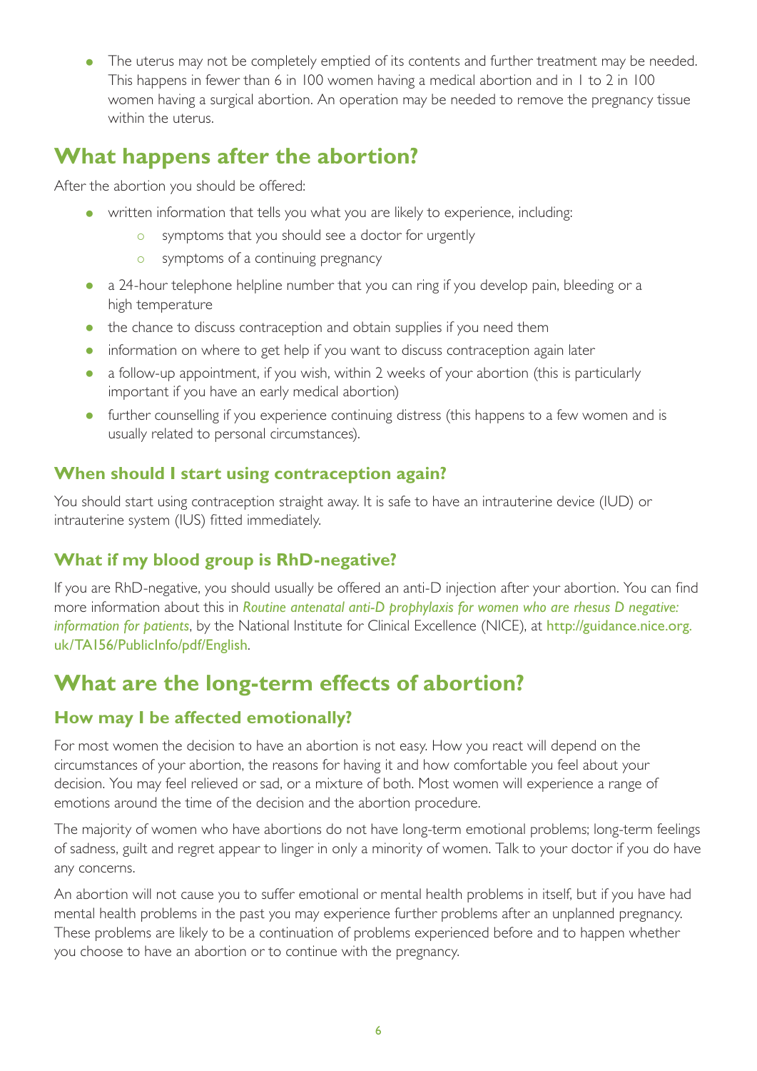- The uterus may not be completely emptied of its contents and further treatment may be needed. This happens in fewer than 6 in 100 women having a medical abortion and in 1 to 2 in 100 women having a surgical abortion. An operation may be needed to remove the pregnancy tissue within the uterus.

## What happens after the abortion?

After the abortion you should be offered:

- written information that tells you what you are likely to experience, including:
    - symptoms that you should see a doctor for urgently
    - symptoms of a continuing pregnancy
- a 24-hour telephone helpline number that you can ring if you develop pain, bleeding or a high temperature
- the chance to discuss contraception and obtain supplies if you need them
- information on where to get help if you want to discuss contraception again later
- a follow-up appointment, if you wish, within 2 weeks of your abortion (this is particularly important if you have an early medical abortion)
- further counselling if you experience continuing distress (this happens to a few women and is usually related to personal circumstances).

### When should I start using contraception again?

You should start using contraception straight away. It is safe to have an intrauterine device (IUD) or intrauterine system (IUS) fitted immediately.

### What if my blood group is RhD-negative?

If you are RhD-negative, you should usually be offered an anti-D injection after your abortion. You can find more information about this in *Routine antenatal anti-D prophylaxis for women who are rhesus D negative: information for patients*, by the National Institute for Clinical Excellence (NICE), at http://guidance.nice.org.uk/TA156/PublicInfo/pdf/English.

## What are the long-term effects of abortion?

### How may I be affected emotionally?

For most women the decision to have an abortion is not easy. How you react will depend on the circumstances of your abortion, the reasons for having it and how comfortable you feel about your decision. You may feel relieved or sad, or a mixture of both. Most women will experience a range of emotions around the time of the decision and the abortion procedure.

The majority of women who have abortions do not have long-term emotional problems; long-term feelings of sadness, guilt and regret appear to linger in only a minority of women. Talk to your doctor if you do have any concerns.

An abortion will not cause you to suffer emotional or mental health problems in itself, but if you have had mental health problems in the past you may experience further problems after an unplanned pregnancy. These problems are likely to be a continuation of problems experienced before and to happen whether you choose to have an abortion or to continue with the pregnancy.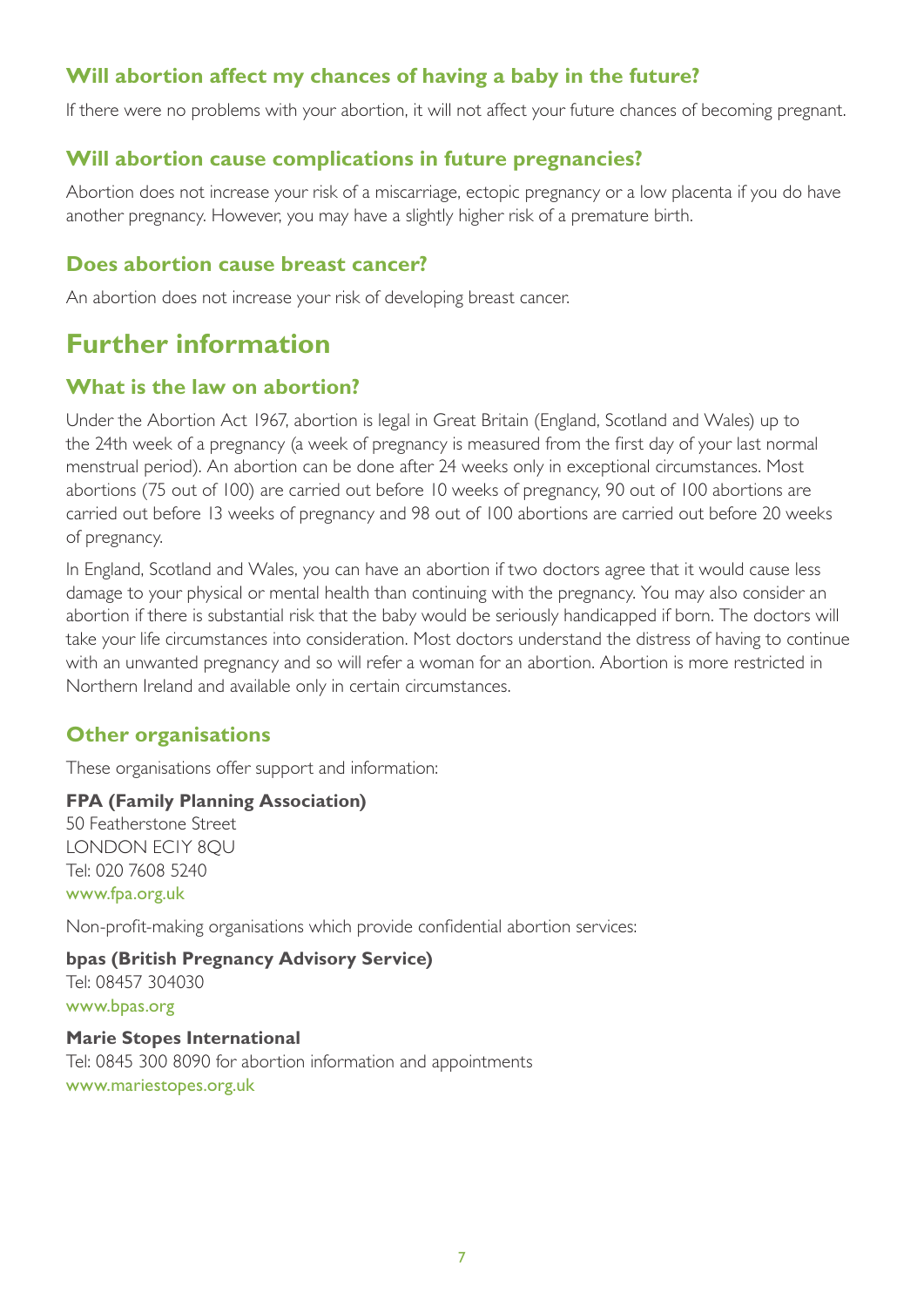### Will abortion affect my chances of having a baby in the future?

If there were no problems with your abortion, it will not affect your future chances of becoming pregnant.

### Will abortion cause complications in future pregnancies?

Abortion does not increase your risk of a miscarriage, ectopic pregnancy or a low placenta if you do have another pregnancy. However, you may have a slightly higher risk of a premature birth.

### Does abortion cause breast cancer?

An abortion does not increase your risk of developing breast cancer.

## Further information

### What is the law on abortion?

Under the Abortion Act 1967, abortion is legal in Great Britain (England, Scotland and Wales) up to the 24th week of a pregnancy (a week of pregnancy is measured from the first day of your last normal menstrual period). An abortion can be done after 24 weeks only in exceptional circumstances. Most abortions (75 out of 100) are carried out before 10 weeks of pregnancy, 90 out of 100 abortions are carried out before 13 weeks of pregnancy and 98 out of 100 abortions are carried out before 20 weeks of pregnancy.

In England, Scotland and Wales, you can have an abortion if two doctors agree that it would cause less damage to your physical or mental health than continuing with the pregnancy. You may also consider an abortion if there is substantial risk that the baby would be seriously handicapped if born. The doctors will take your life circumstances into consideration. Most doctors understand the distress of having to continue with an unwanted pregnancy and so will refer a woman for an abortion. Abortion is more restricted in Northern Ireland and available only in certain circumstances.

### Other organisations

These organisations offer support and information:

**FPA (Family Planning Association)**
50 Featherstone Street
LONDON EC1Y 8QU
Tel: 020 7608 5240
www.fpa.org.uk

Non-profit-making organisations which provide confidential abortion services:

**bpas (British Pregnancy Advisory Service)**
Tel: 08457 304030
www.bpas.org

**Marie Stopes International**
Tel: 0845 300 8090 for abortion information and appointments
www.mariestopes.org.uk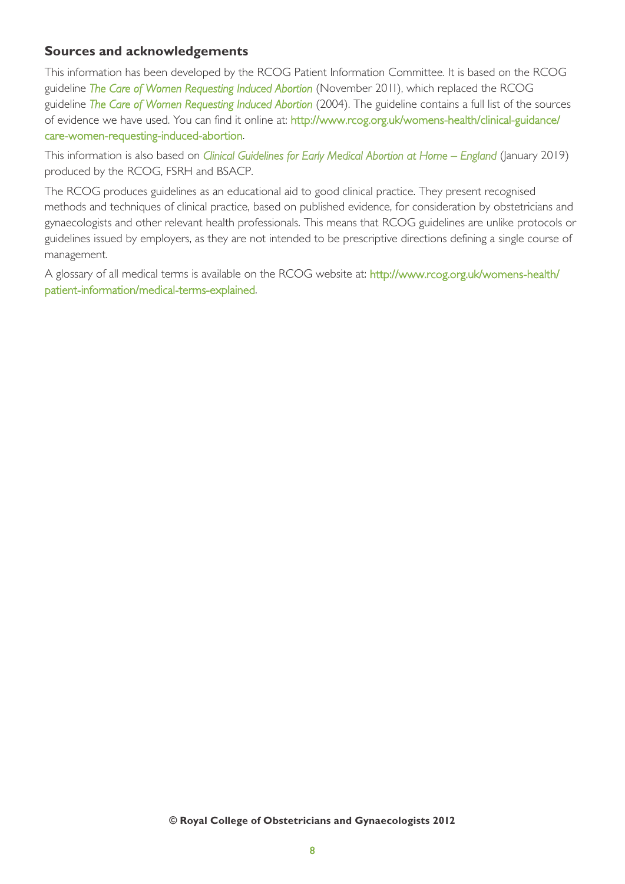## Sources and acknowledgements

This information has been developed by the RCOG Patient Information Committee. It is based on the RCOG guideline *The Care of Women Requesting Induced Abortion* (November 2011), which replaced the RCOG guideline *The Care of Women Requesting Induced Abortion* (2004). The guideline contains a full list of the sources of evidence we have used. You can find it online at: http://www.rcog.org.uk/womens-health/clinical-guidance/care-women-requesting-induced-abortion.

This information is also based on *Clinical Guidelines for Early Medical Abortion at Home – England* (January 2019) produced by the RCOG, FSRH and BSACP.

The RCOG produces guidelines as an educational aid to good clinical practice. They present recognised methods and techniques of clinical practice, based on published evidence, for consideration by obstetricians and gynaecologists and other relevant health professionals. This means that RCOG guidelines are unlike protocols or guidelines issued by employers, as they are not intended to be prescriptive directions defining a single course of management.

A glossary of all medical terms is available on the RCOG website at: http://www.rcog.org.uk/womens-health/patient-information/medical-terms-explained.

**© Royal College of Obstetricians and Gynaecologists 2012**